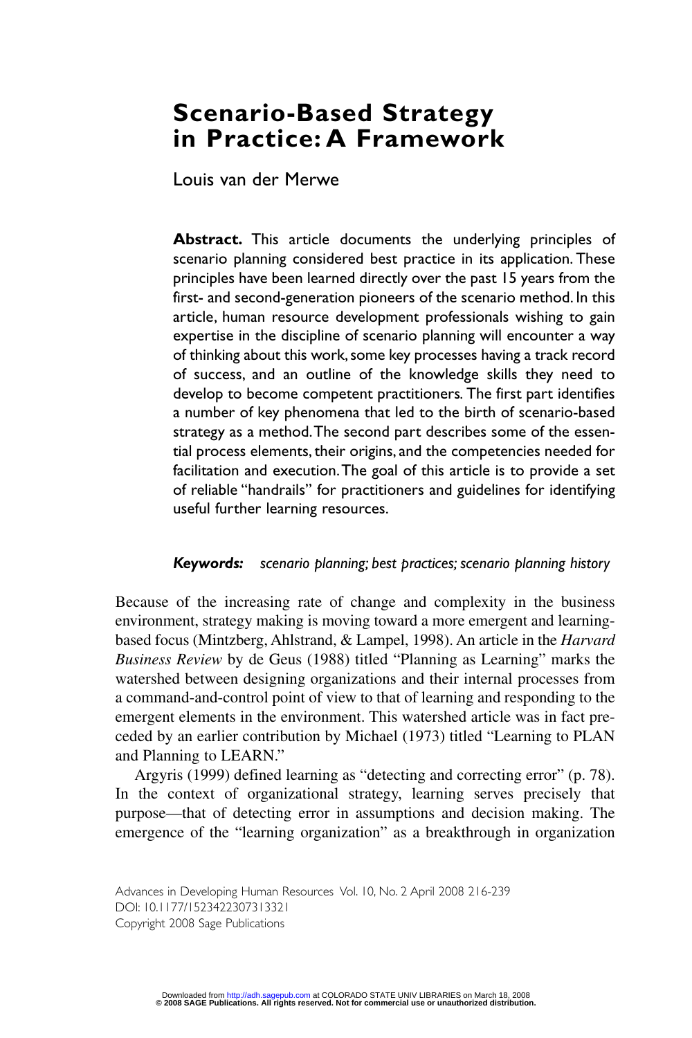# Scenario-Based Strategy in Practice: A Framework

Louis van der Merwe

**Abstract.** This article documents the underlying principles of scenario planning considered best practice in its application. These principles have been learned directly over the past 15 years from the first- and second-generation pioneers of the scenario method. In this article, human resource development professionals wishing to gain expertise in the discipline of scenario planning will encounter a way of thinking about this work, some key processes having a track record of success, and an outline of the knowledge skills they need to develop to become competent practitioners. The first part identifies a number of key phenomena that led to the birth of scenario-based strategy as a method. The second part describes some of the essential process elements, their origins, and the competencies needed for facilitation and execution. The goal of this article is to provide a set of reliable "handrails" for practitioners and guidelines for identifying useful further learning resources.

***Keywords:*** *scenario planning; best practices; scenario planning history*

Because of the increasing rate of change and complexity in the business environment, strategy making is moving toward a more emergent and learning-based focus (Mintzberg, Ahlstrand, & Lampel, 1998). An article in the *Harvard Business Review* by de Geus (1988) titled "Planning as Learning" marks the watershed between designing organizations and their internal processes from a command-and-control point of view to that of learning and responding to the emergent elements in the environment. This watershed article was in fact preceded by an earlier contribution by Michael (1973) titled "Learning to PLAN and Planning to LEARN."

Argyris (1999) defined learning as "detecting and correcting error" (p. 78). In the context of organizational strategy, learning serves precisely that purpose—that of detecting error in assumptions and decision making. The emergence of the "learning organization" as a breakthrough in organization

Advances in Developing Human Resources Vol. 10, No. 2 April 2008 216-239
DOI: 10.1177/1523422307313321
Copyright 2008 Sage Publications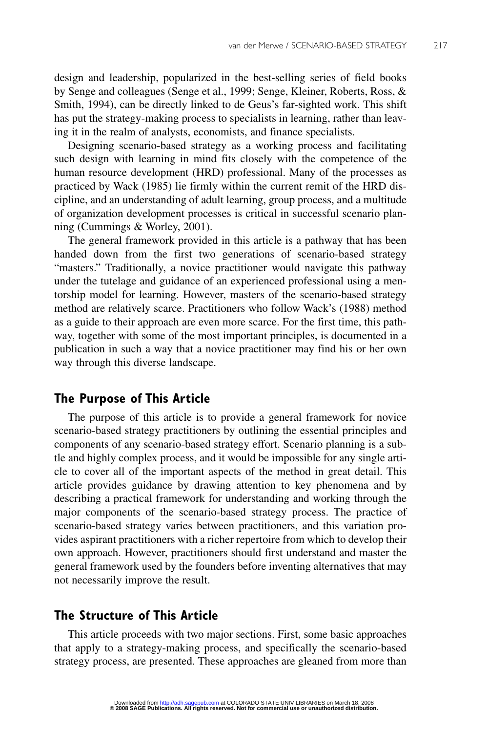design and leadership, popularized in the best-selling series of field books by Senge and colleagues (Senge et al., 1999; Senge, Kleiner, Roberts, Ross, & Smith, 1994), can be directly linked to de Geus's far-sighted work. This shift has put the strategy-making process to specialists in learning, rather than leaving it in the realm of analysts, economists, and finance specialists.

Designing scenario-based strategy as a working process and facilitating such design with learning in mind fits closely with the competence of the human resource development (HRD) professional. Many of the processes as practiced by Wack (1985) lie firmly within the current remit of the HRD discipline, and an understanding of adult learning, group process, and a multitude of organization development processes is critical in successful scenario planning (Cummings & Worley, 2001).

The general framework provided in this article is a pathway that has been handed down from the first two generations of scenario-based strategy "masters." Traditionally, a novice practitioner would navigate this pathway under the tutelage and guidance of an experienced professional using a mentorship model for learning. However, masters of the scenario-based strategy method are relatively scarce. Practitioners who follow Wack's (1988) method as a guide to their approach are even more scarce. For the first time, this pathway, together with some of the most important principles, is documented in a publication in such a way that a novice practitioner may find his or her own way through this diverse landscape.

## The Purpose of This Article

The purpose of this article is to provide a general framework for novice scenario-based strategy practitioners by outlining the essential principles and components of any scenario-based strategy effort. Scenario planning is a subtle and highly complex process, and it would be impossible for any single article to cover all of the important aspects of the method in great detail. This article provides guidance by drawing attention to key phenomena and by describing a practical framework for understanding and working through the major components of the scenario-based strategy process. The practice of scenario-based strategy varies between practitioners, and this variation provides aspirant practitioners with a richer repertoire from which to develop their own approach. However, practitioners should first understand and master the general framework used by the founders before inventing alternatives that may not necessarily improve the result.

## The Structure of This Article

This article proceeds with two major sections. First, some basic approaches that apply to a strategy-making process, and specifically the scenario-based strategy process, are presented. These approaches are gleaned from more than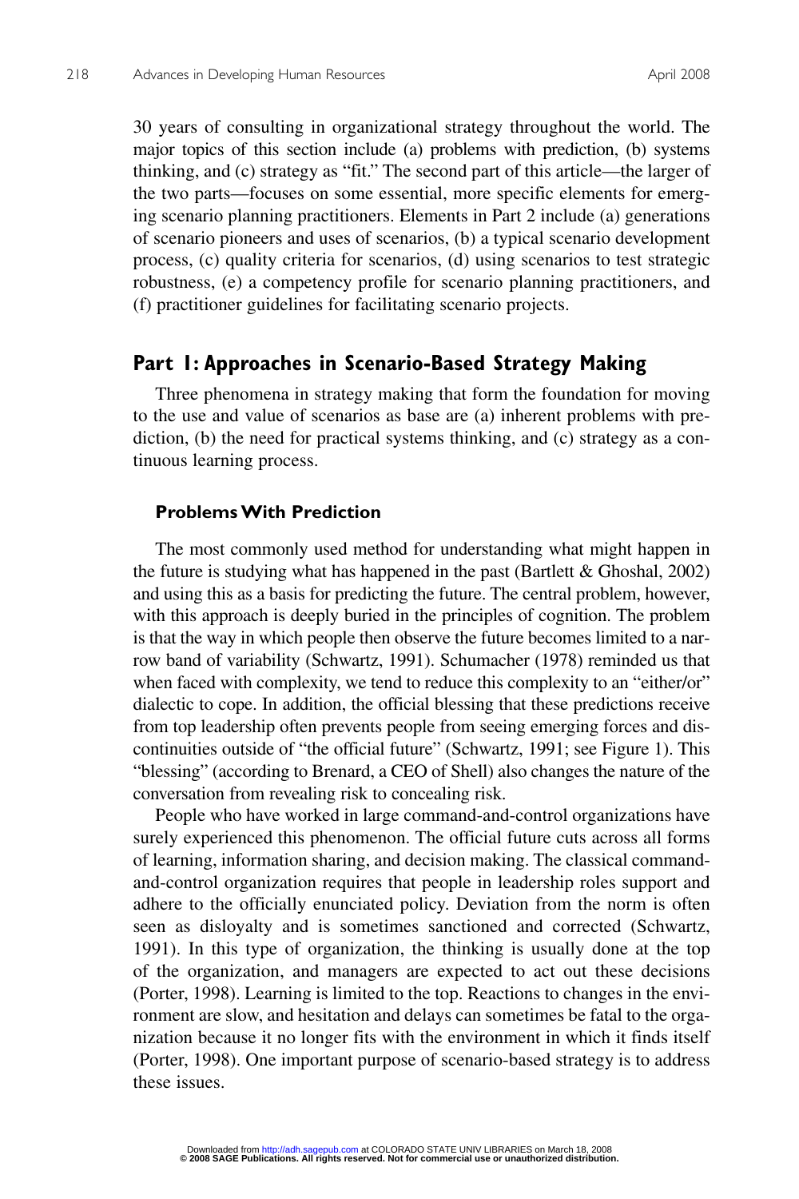30 years of consulting in organizational strategy throughout the world. The major topics of this section include (a) problems with prediction, (b) systems thinking, and (c) strategy as "fit." The second part of this article—the larger of the two parts—focuses on some essential, more specific elements for emerging scenario planning practitioners. Elements in Part 2 include (a) generations of scenario pioneers and uses of scenarios, (b) a typical scenario development process, (c) quality criteria for scenarios, (d) using scenarios to test strategic robustness, (e) a competency profile for scenario planning practitioners, and (f) practitioner guidelines for facilitating scenario projects.

## Part 1: Approaches in Scenario-Based Strategy Making

Three phenomena in strategy making that form the foundation for moving to the use and value of scenarios as base are (a) inherent problems with prediction, (b) the need for practical systems thinking, and (c) strategy as a continuous learning process.

### Problems With Prediction

The most commonly used method for understanding what might happen in the future is studying what has happened in the past (Bartlett & Ghoshal, 2002) and using this as a basis for predicting the future. The central problem, however, with this approach is deeply buried in the principles of cognition. The problem is that the way in which people then observe the future becomes limited to a narrow band of variability (Schwartz, 1991). Schumacher (1978) reminded us that when faced with complexity, we tend to reduce this complexity to an "either/or" dialectic to cope. In addition, the official blessing that these predictions receive from top leadership often prevents people from seeing emerging forces and discontinuities outside of "the official future" (Schwartz, 1991; see Figure 1). This "blessing" (according to Brenard, a CEO of Shell) also changes the nature of the conversation from revealing risk to concealing risk.

People who have worked in large command-and-control organizations have surely experienced this phenomenon. The official future cuts across all forms of learning, information sharing, and decision making. The classical command-and-control organization requires that people in leadership roles support and adhere to the officially enunciated policy. Deviation from the norm is often seen as disloyalty and is sometimes sanctioned and corrected (Schwartz, 1991). In this type of organization, the thinking is usually done at the top of the organization, and managers are expected to act out these decisions (Porter, 1998). Learning is limited to the top. Reactions to changes in the environment are slow, and hesitation and delays can sometimes be fatal to the organization because it no longer fits with the environment in which it finds itself (Porter, 1998). One important purpose of scenario-based strategy is to address these issues.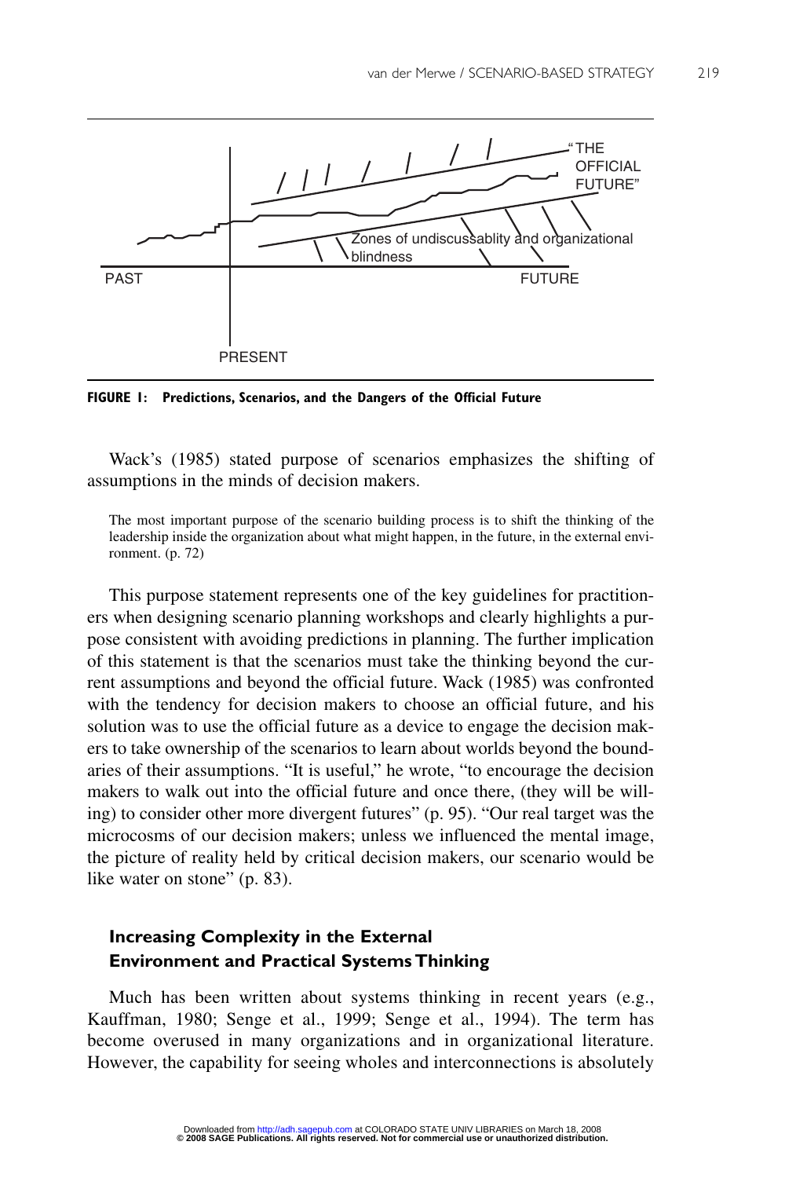"THE OFFICIAL FUTURE"

Zones of undiscussablity and organizational blindness

PAST

FUTURE

PRESENT

**FIGURE 1: Predictions, Scenarios, and the Dangers of the Official Future**

Wack's (1985) stated purpose of scenarios emphasizes the shifting of assumptions in the minds of decision makers.

> The most important purpose of the scenario building process is to shift the thinking of the leadership inside the organization about what might happen, in the future, in the external environment. (p. 72)

This purpose statement represents one of the key guidelines for practitioners when designing scenario planning workshops and clearly highlights a purpose consistent with avoiding predictions in planning. The further implication of this statement is that the scenarios must take the thinking beyond the current assumptions and beyond the official future. Wack (1985) was confronted with the tendency for decision makers to choose an official future, and his solution was to use the official future as a device to engage the decision makers to take ownership of the scenarios to learn about worlds beyond the boundaries of their assumptions. "It is useful," he wrote, "to encourage the decision makers to walk out into the official future and once there, (they will be willing) to consider other more divergent futures" (p. 95). "Our real target was the microcosms of our decision makers; unless we influenced the mental image, the picture of reality held by critical decision makers, our scenario would be like water on stone" (p. 83).

## Increasing Complexity in the External Environment and Practical Systems Thinking

Much has been written about systems thinking in recent years (e.g., Kauffman, 1980; Senge et al., 1999; Senge et al., 1994). The term has become overused in many organizations and in organizational literature. However, the capability for seeing wholes and interconnections is absolutely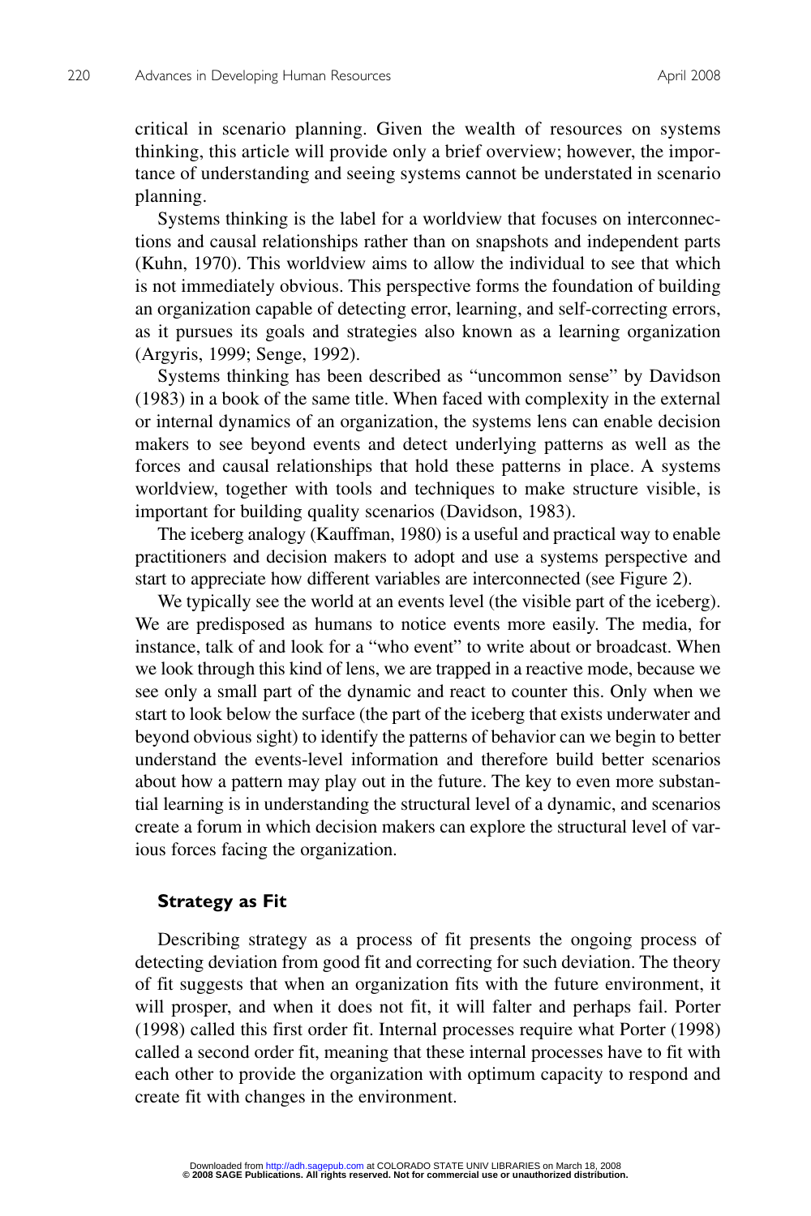critical in scenario planning. Given the wealth of resources on systems thinking, this article will provide only a brief overview; however, the importance of understanding and seeing systems cannot be understated in scenario planning.

Systems thinking is the label for a worldview that focuses on interconnections and causal relationships rather than on snapshots and independent parts (Kuhn, 1970). This worldview aims to allow the individual to see that which is not immediately obvious. This perspective forms the foundation of building an organization capable of detecting error, learning, and self-correcting errors, as it pursues its goals and strategies also known as a learning organization (Argyris, 1999; Senge, 1992).

Systems thinking has been described as "uncommon sense" by Davidson (1983) in a book of the same title. When faced with complexity in the external or internal dynamics of an organization, the systems lens can enable decision makers to see beyond events and detect underlying patterns as well as the forces and causal relationships that hold these patterns in place. A systems worldview, together with tools and techniques to make structure visible, is important for building quality scenarios (Davidson, 1983).

The iceberg analogy (Kauffman, 1980) is a useful and practical way to enable practitioners and decision makers to adopt and use a systems perspective and start to appreciate how different variables are interconnected (see Figure 2).

We typically see the world at an events level (the visible part of the iceberg). We are predisposed as humans to notice events more easily. The media, for instance, talk of and look for a "who event" to write about or broadcast. When we look through this kind of lens, we are trapped in a reactive mode, because we see only a small part of the dynamic and react to counter this. Only when we start to look below the surface (the part of the iceberg that exists underwater and beyond obvious sight) to identify the patterns of behavior can we begin to better understand the events-level information and therefore build better scenarios about how a pattern may play out in the future. The key to even more substantial learning is in understanding the structural level of a dynamic, and scenarios create a forum in which decision makers can explore the structural level of various forces facing the organization.

### Strategy as Fit

Describing strategy as a process of fit presents the ongoing process of detecting deviation from good fit and correcting for such deviation. The theory of fit suggests that when an organization fits with the future environment, it will prosper, and when it does not fit, it will falter and perhaps fail. Porter (1998) called this first order fit. Internal processes require what Porter (1998) called a second order fit, meaning that these internal processes have to fit with each other to provide the organization with optimum capacity to respond and create fit with changes in the environment.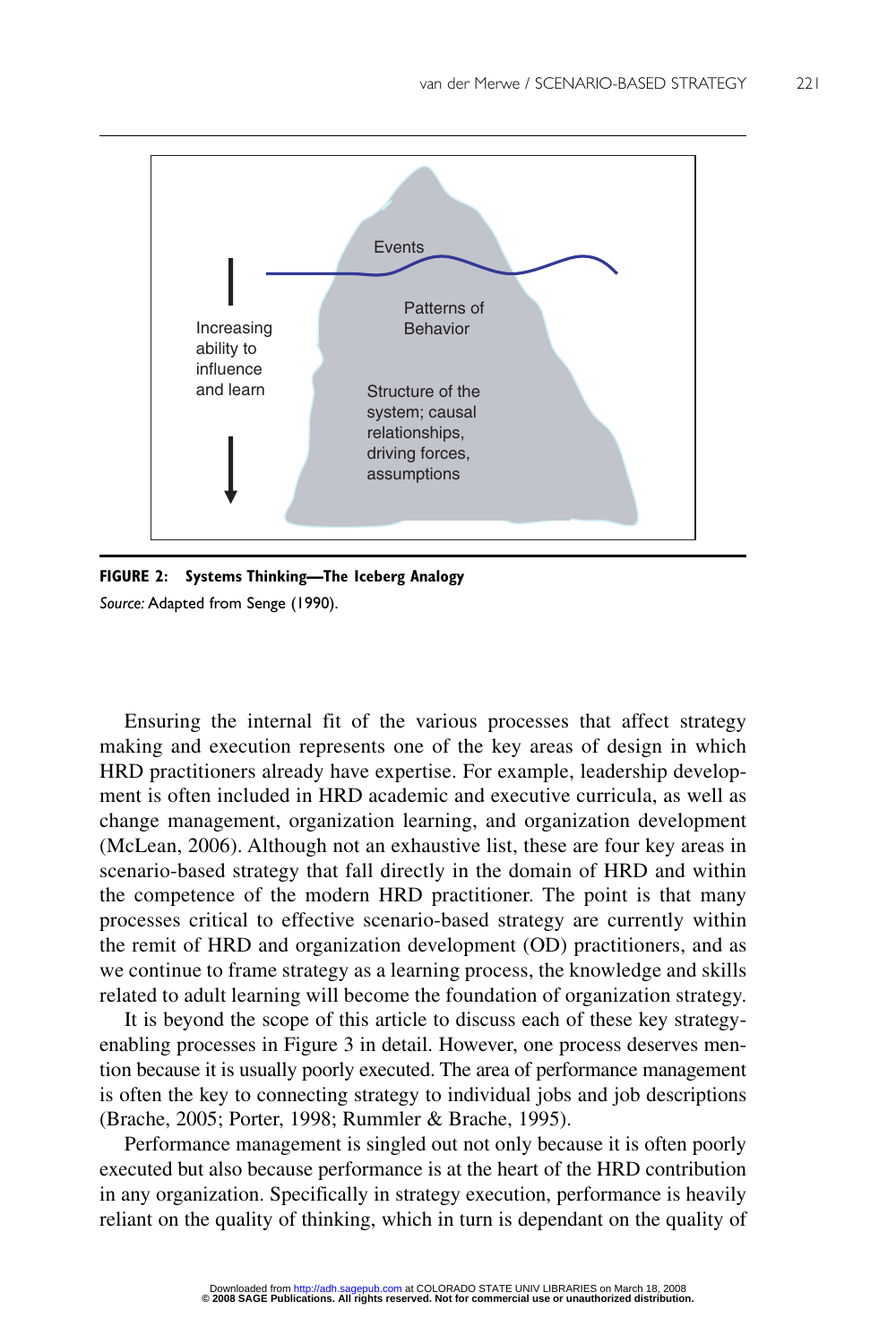Events

Patterns of Behavior

Structure of the system; causal relationships, driving forces, assumptions

Increasing ability to influence and learn

**FIGURE 2: Systems Thinking—The Iceberg Analogy**

*Source:* Adapted from Senge (1990).

Ensuring the internal fit of the various processes that affect strategy making and execution represents one of the key areas of design in which HRD practitioners already have expertise. For example, leadership development is often included in HRD academic and executive curricula, as well as change management, organization learning, and organization development (McLean, 2006). Although not an exhaustive list, these are four key areas in scenario-based strategy that fall directly in the domain of HRD and within the competence of the modern HRD practitioner. The point is that many processes critical to effective scenario-based strategy are currently within the remit of HRD and organization development (OD) practitioners, and as we continue to frame strategy as a learning process, the knowledge and skills related to adult learning will become the foundation of organization strategy.

It is beyond the scope of this article to discuss each of these key strategy-enabling processes in Figure 3 in detail. However, one process deserves mention because it is usually poorly executed. The area of performance management is often the key to connecting strategy to individual jobs and job descriptions (Brache, 2005; Porter, 1998; Rummler & Brache, 1995).

Performance management is singled out not only because it is often poorly executed but also because performance is at the heart of the HRD contribution in any organization. Specifically in strategy execution, performance is heavily reliant on the quality of thinking, which in turn is dependant on the quality of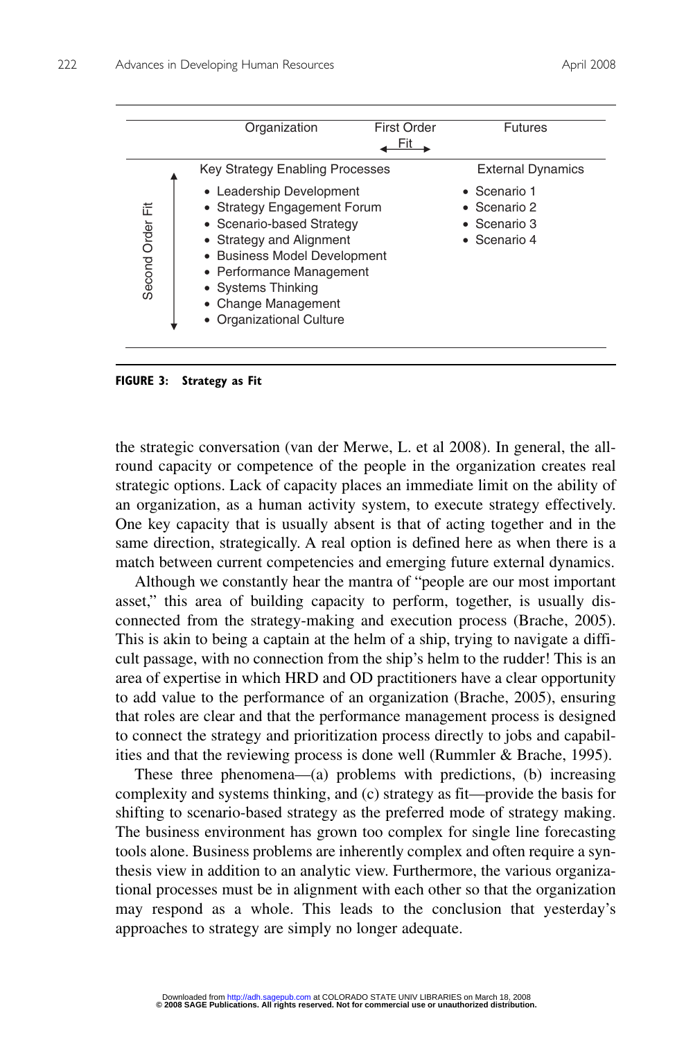| | Organization | First Order Fit ⟷ | Futures |
|---|---|---|---|
| Second Order Fit ↕ | **Key Strategy Enabling Processes** | | **External Dynamics** |
| | • Leadership Development<br>• Strategy Engagement Forum<br>• Scenario-based Strategy<br>• Strategy and Alignment<br>• Business Model Development<br>• Performance Management<br>• Systems Thinking<br>• Change Management<br>• Organizational Culture | | • Scenario 1<br>• Scenario 2<br>• Scenario 3<br>• Scenario 4 |

**FIGURE 3: Strategy as Fit**

the strategic conversation (van der Merwe, L. et al 2008). In general, the all-round capacity or competence of the people in the organization creates real strategic options. Lack of capacity places an immediate limit on the ability of an organization, as a human activity system, to execute strategy effectively. One key capacity that is usually absent is that of acting together and in the same direction, strategically. A real option is defined here as when there is a match between current competencies and emerging future external dynamics.

Although we constantly hear the mantra of "people are our most important asset," this area of building capacity to perform, together, is usually disconnected from the strategy-making and execution process (Brache, 2005). This is akin to being a captain at the helm of a ship, trying to navigate a difficult passage, with no connection from the ship's helm to the rudder! This is an area of expertise in which HRD and OD practitioners have a clear opportunity to add value to the performance of an organization (Brache, 2005), ensuring that roles are clear and that the performance management process is designed to connect the strategy and prioritization process directly to jobs and capabilities and that the reviewing process is done well (Rummler & Brache, 1995).

These three phenomena—(a) problems with predictions, (b) increasing complexity and systems thinking, and (c) strategy as fit—provide the basis for shifting to scenario-based strategy as the preferred mode of strategy making. The business environment has grown too complex for single line forecasting tools alone. Business problems are inherently complex and often require a synthesis view in addition to an analytic view. Furthermore, the various organizational processes must be in alignment with each other so that the organization may respond as a whole. This leads to the conclusion that yesterday's approaches to strategy are simply no longer adequate.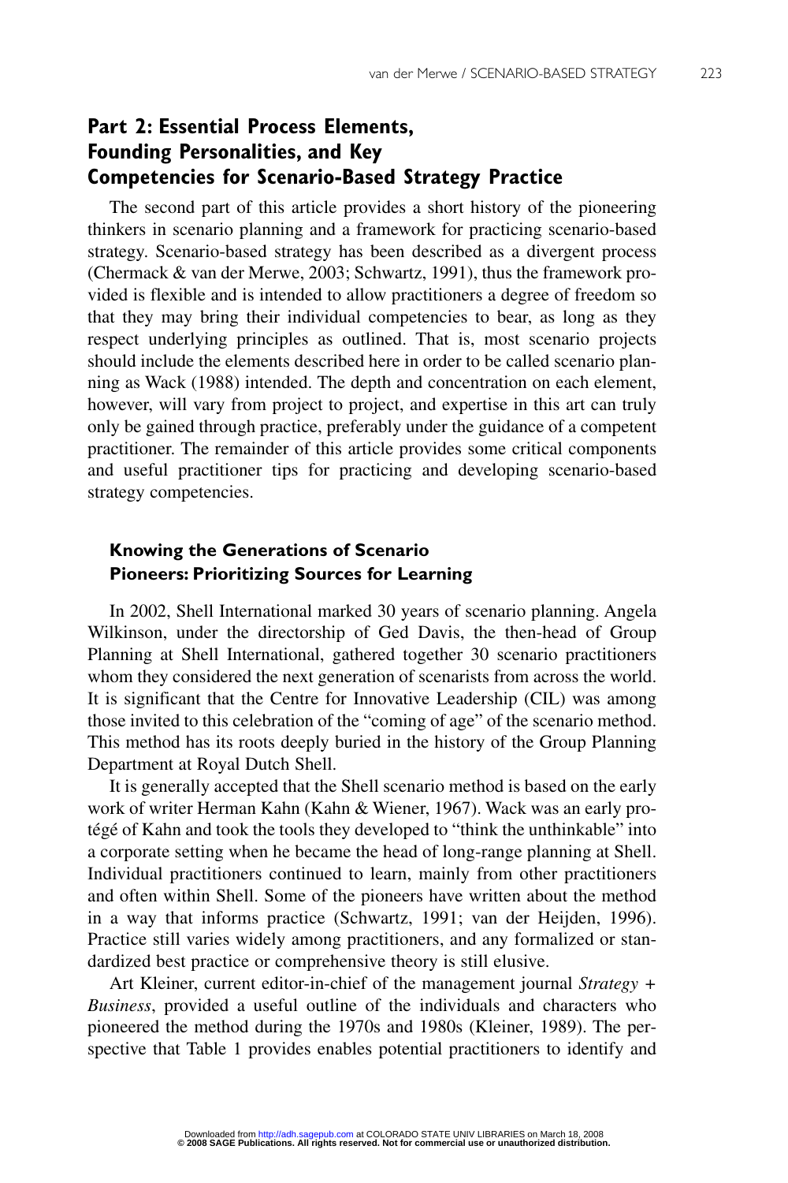## Part 2: Essential Process Elements, Founding Personalities, and Key Competencies for Scenario-Based Strategy Practice

The second part of this article provides a short history of the pioneering thinkers in scenario planning and a framework for practicing scenario-based strategy. Scenario-based strategy has been described as a divergent process (Chermack & van der Merwe, 2003; Schwartz, 1991), thus the framework provided is flexible and is intended to allow practitioners a degree of freedom so that they may bring their individual competencies to bear, as long as they respect underlying principles as outlined. That is, most scenario projects should include the elements described here in order to be called scenario planning as Wack (1988) intended. The depth and concentration on each element, however, will vary from project to project, and expertise in this art can truly only be gained through practice, preferably under the guidance of a competent practitioner. The remainder of this article provides some critical components and useful practitioner tips for practicing and developing scenario-based strategy competencies.

### Knowing the Generations of Scenario Pioneers: Prioritizing Sources for Learning

In 2002, Shell International marked 30 years of scenario planning. Angela Wilkinson, under the directorship of Ged Davis, the then-head of Group Planning at Shell International, gathered together 30 scenario practitioners whom they considered the next generation of scenarists from across the world. It is significant that the Centre for Innovative Leadership (CIL) was among those invited to this celebration of the "coming of age" of the scenario method. This method has its roots deeply buried in the history of the Group Planning Department at Royal Dutch Shell.

It is generally accepted that the Shell scenario method is based on the early work of writer Herman Kahn (Kahn & Wiener, 1967). Wack was an early protégé of Kahn and took the tools they developed to "think the unthinkable" into a corporate setting when he became the head of long-range planning at Shell. Individual practitioners continued to learn, mainly from other practitioners and often within Shell. Some of the pioneers have written about the method in a way that informs practice (Schwartz, 1991; van der Heijden, 1996). Practice still varies widely among practitioners, and any formalized or standardized best practice or comprehensive theory is still elusive.

Art Kleiner, current editor-in-chief of the management journal *Strategy + Business*, provided a useful outline of the individuals and characters who pioneered the method during the 1970s and 1980s (Kleiner, 1989). The perspective that Table 1 provides enables potential practitioners to identify and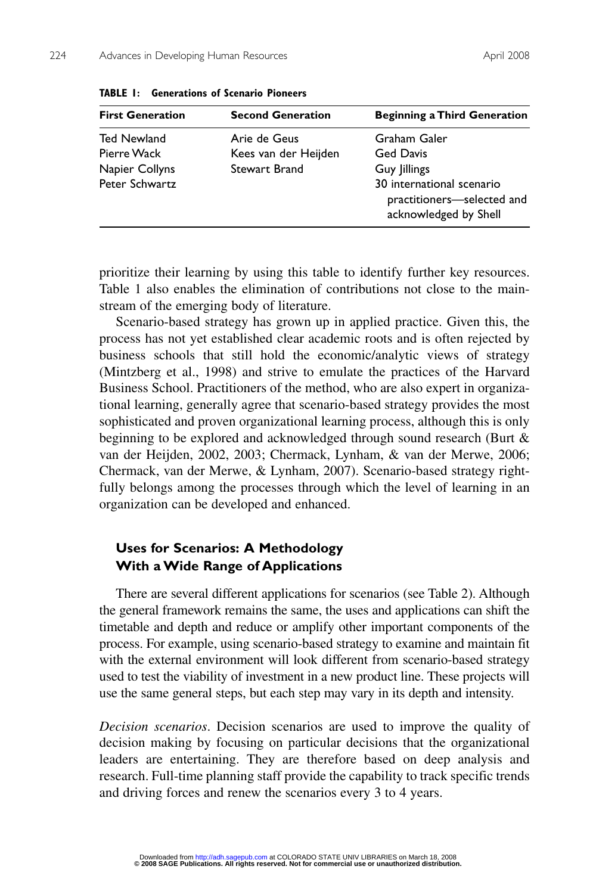**TABLE 1: Generations of Scenario Pioneers**

| First Generation | Second Generation | Beginning a Third Generation |
|---|---|---|
| Ted Newland | Arie de Geus | Graham Galer |
| Pierre Wack | Kees van der Heijden | Ged Davis |
| Napier Collyns | Stewart Brand | Guy Jillings |
| Peter Schwartz | | 30 international scenario practitioners—selected and acknowledged by Shell |

prioritize their learning by using this table to identify further key resources. Table 1 also enables the elimination of contributions not close to the mainstream of the emerging body of literature.

Scenario-based strategy has grown up in applied practice. Given this, the process has not yet established clear academic roots and is often rejected by business schools that still hold the economic/analytic views of strategy (Mintzberg et al., 1998) and strive to emulate the practices of the Harvard Business School. Practitioners of the method, who are also expert in organizational learning, generally agree that scenario-based strategy provides the most sophisticated and proven organizational learning process, although this is only beginning to be explored and acknowledged through sound research (Burt & van der Heijden, 2002, 2003; Chermack, Lynham, & van der Merwe, 2006; Chermack, van der Merwe, & Lynham, 2007). Scenario-based strategy rightfully belongs among the processes through which the level of learning in an organization can be developed and enhanced.

## Uses for Scenarios: A Methodology With a Wide Range of Applications

There are several different applications for scenarios (see Table 2). Although the general framework remains the same, the uses and applications can shift the timetable and depth and reduce or amplify other important components of the process. For example, using scenario-based strategy to examine and maintain fit with the external environment will look different from scenario-based strategy used to test the viability of investment in a new product line. These projects will use the same general steps, but each step may vary in its depth and intensity.

*Decision scenarios*. Decision scenarios are used to improve the quality of decision making by focusing on particular decisions that the organizational leaders are entertaining. They are therefore based on deep analysis and research. Full-time planning staff provide the capability to track specific trends and driving forces and renew the scenarios every 3 to 4 years.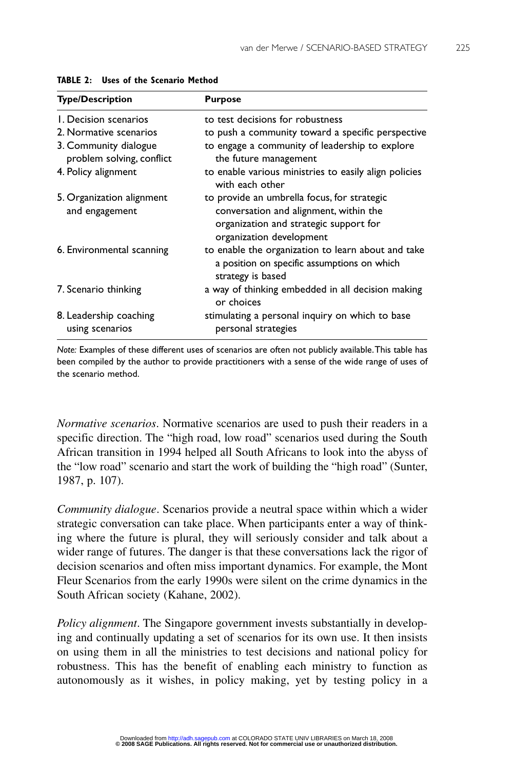**TABLE 2: Uses of the Scenario Method**

| Type/Description | Purpose |
|---|---|
| 1. Decision scenarios | to test decisions for robustness |
| 2. Normative scenarios | to push a community toward a specific perspective |
| 3. Community dialogue problem solving, conflict | to engage a community of leadership to explore the future management |
| 4. Policy alignment | to enable various ministries to easily align policies with each other |
| 5. Organization alignment and engagement | to provide an umbrella focus, for strategic conversation and alignment, within the organization and strategic support for organization development |
| 6. Environmental scanning | to enable the organization to learn about and take a position on specific assumptions on which strategy is based |
| 7. Scenario thinking | a way of thinking embedded in all decision making or choices |
| 8. Leadership coaching using scenarios | stimulating a personal inquiry on which to base personal strategies |

*Note:* Examples of these different uses of scenarios are often not publicly available. This table has been compiled by the author to provide practitioners with a sense of the wide range of uses of the scenario method.

*Normative scenarios*. Normative scenarios are used to push their readers in a specific direction. The "high road, low road" scenarios used during the South African transition in 1994 helped all South Africans to look into the abyss of the "low road" scenario and start the work of building the "high road" (Sunter, 1987, p. 107).

*Community dialogue*. Scenarios provide a neutral space within which a wider strategic conversation can take place. When participants enter a way of thinking where the future is plural, they will seriously consider and talk about a wider range of futures. The danger is that these conversations lack the rigor of decision scenarios and often miss important dynamics. For example, the Mont Fleur Scenarios from the early 1990s were silent on the crime dynamics in the South African society (Kahane, 2002).

*Policy alignment*. The Singapore government invests substantially in developing and continually updating a set of scenarios for its own use. It then insists on using them in all the ministries to test decisions and national policy for robustness. This has the benefit of enabling each ministry to function as autonomously as it wishes, in policy making, yet by testing policy in a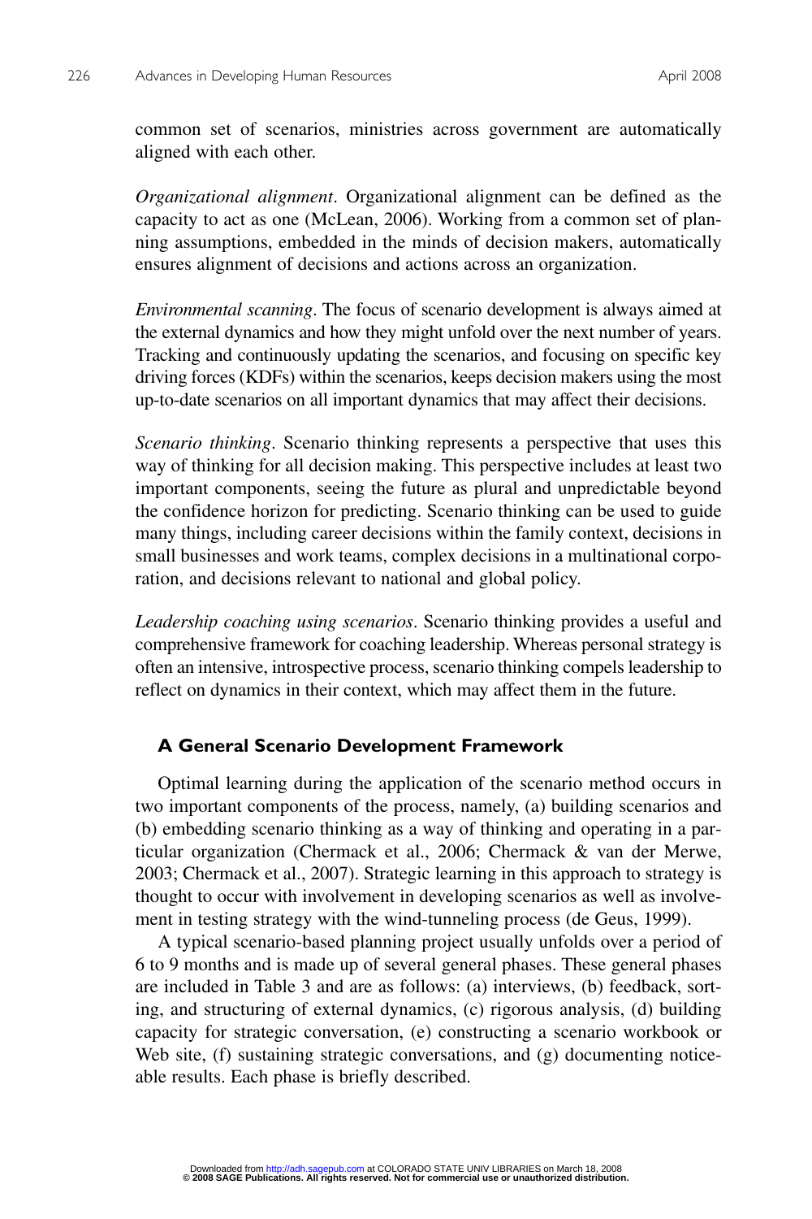common set of scenarios, ministries across government are automatically aligned with each other.

*Organizational alignment*. Organizational alignment can be defined as the capacity to act as one (McLean, 2006). Working from a common set of planning assumptions, embedded in the minds of decision makers, automatically ensures alignment of decisions and actions across an organization.

*Environmental scanning*. The focus of scenario development is always aimed at the external dynamics and how they might unfold over the next number of years. Tracking and continuously updating the scenarios, and focusing on specific key driving forces (KDFs) within the scenarios, keeps decision makers using the most up-to-date scenarios on all important dynamics that may affect their decisions.

*Scenario thinking*. Scenario thinking represents a perspective that uses this way of thinking for all decision making. This perspective includes at least two important components, seeing the future as plural and unpredictable beyond the confidence horizon for predicting. Scenario thinking can be used to guide many things, including career decisions within the family context, decisions in small businesses and work teams, complex decisions in a multinational corporation, and decisions relevant to national and global policy.

*Leadership coaching using scenarios*. Scenario thinking provides a useful and comprehensive framework for coaching leadership. Whereas personal strategy is often an intensive, introspective process, scenario thinking compels leadership to reflect on dynamics in their context, which may affect them in the future.

## A General Scenario Development Framework

Optimal learning during the application of the scenario method occurs in two important components of the process, namely, (a) building scenarios and (b) embedding scenario thinking as a way of thinking and operating in a particular organization (Chermack et al., 2006; Chermack & van der Merwe, 2003; Chermack et al., 2007). Strategic learning in this approach to strategy is thought to occur with involvement in developing scenarios as well as involvement in testing strategy with the wind-tunneling process (de Geus, 1999).

A typical scenario-based planning project usually unfolds over a period of 6 to 9 months and is made up of several general phases. These general phases are included in Table 3 and are as follows: (a) interviews, (b) feedback, sorting, and structuring of external dynamics, (c) rigorous analysis, (d) building capacity for strategic conversation, (e) constructing a scenario workbook or Web site, (f) sustaining strategic conversations, and (g) documenting noticeable results. Each phase is briefly described.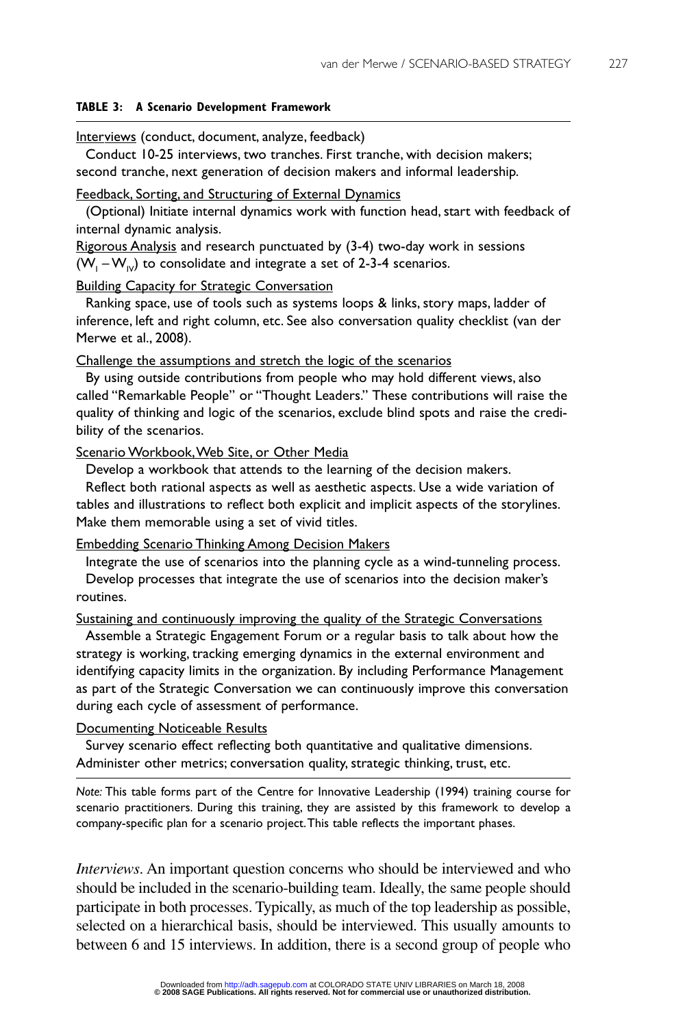**TABLE 3: A Scenario Development Framework**

<u>Interviews</u> (conduct, document, analyze, feedback)

Conduct 10-25 interviews, two tranches. First tranche, with decision makers; second tranche, next generation of decision makers and informal leadership.

<u>Feedback, Sorting, and Structuring of External Dynamics</u>

(Optional) Initiate internal dynamics work with function head, start with feedback of internal dynamic analysis.

<u>Rigorous Analysis</u> and research punctuated by (3-4) two-day work in sessions ($W_I – W_{IV}$) to consolidate and integrate a set of 2-3-4 scenarios.

<u>Building Capacity for Strategic Conversation</u>

Ranking space, use of tools such as systems loops & links, story maps, ladder of inference, left and right column, etc. See also conversation quality checklist (van der Merwe et al., 2008).

<u>Challenge the assumptions and stretch the logic of the scenarios</u>

By using outside contributions from people who may hold different views, also called "Remarkable People" or "Thought Leaders." These contributions will raise the quality of thinking and logic of the scenarios, exclude blind spots and raise the credibility of the scenarios.

<u>Scenario Workbook, Web Site, or Other Media</u>

Develop a workbook that attends to the learning of the decision makers.

Reflect both rational aspects as well as aesthetic aspects. Use a wide variation of tables and illustrations to reflect both explicit and implicit aspects of the storylines. Make them memorable using a set of vivid titles.

<u>Embedding Scenario Thinking Among Decision Makers</u>

Integrate the use of scenarios into the planning cycle as a wind-tunneling process.

Develop processes that integrate the use of scenarios into the decision maker's routines.

<u>Sustaining and continuously improving the quality of the Strategic Conversations</u>

Assemble a Strategic Engagement Forum or a regular basis to talk about how the strategy is working, tracking emerging dynamics in the external environment and identifying capacity limits in the organization. By including Performance Management as part of the Strategic Conversation we can continuously improve this conversation during each cycle of assessment of performance.

<u>Documenting Noticeable Results</u>

Survey scenario effect reflecting both quantitative and qualitative dimensions. Administer other metrics; conversation quality, strategic thinking, trust, etc.

*Note:* This table forms part of the Centre for Innovative Leadership (1994) training course for scenario practitioners. During this training, they are assisted by this framework to develop a company-specific plan for a scenario project. This table reflects the important phases.

*Interviews*. An important question concerns who should be interviewed and who should be included in the scenario-building team. Ideally, the same people should participate in both processes. Typically, as much of the top leadership as possible, selected on a hierarchical basis, should be interviewed. This usually amounts to between 6 and 15 interviews. In addition, there is a second group of people who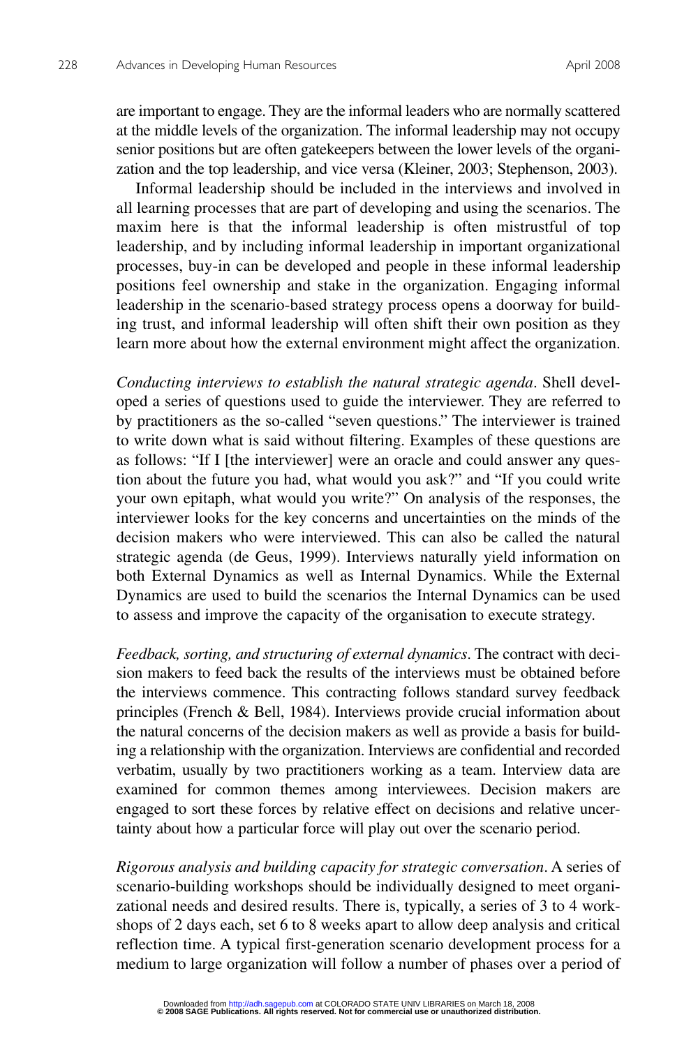are important to engage. They are the informal leaders who are normally scattered at the middle levels of the organization. The informal leadership may not occupy senior positions but are often gatekeepers between the lower levels of the organization and the top leadership, and vice versa (Kleiner, 2003; Stephenson, 2003).

Informal leadership should be included in the interviews and involved in all learning processes that are part of developing and using the scenarios. The maxim here is that the informal leadership is often mistrustful of top leadership, and by including informal leadership in important organizational processes, buy-in can be developed and people in these informal leadership positions feel ownership and stake in the organization. Engaging informal leadership in the scenario-based strategy process opens a doorway for building trust, and informal leadership will often shift their own position as they learn more about how the external environment might affect the organization.

*Conducting interviews to establish the natural strategic agenda*. Shell developed a series of questions used to guide the interviewer. They are referred to by practitioners as the so-called "seven questions." The interviewer is trained to write down what is said without filtering. Examples of these questions are as follows: "If I [the interviewer] were an oracle and could answer any question about the future you had, what would you ask?" and "If you could write your own epitaph, what would you write?" On analysis of the responses, the interviewer looks for the key concerns and uncertainties on the minds of the decision makers who were interviewed. This can also be called the natural strategic agenda (de Geus, 1999). Interviews naturally yield information on both External Dynamics as well as Internal Dynamics. While the External Dynamics are used to build the scenarios the Internal Dynamics can be used to assess and improve the capacity of the organisation to execute strategy.

*Feedback, sorting, and structuring of external dynamics*. The contract with decision makers to feed back the results of the interviews must be obtained before the interviews commence. This contracting follows standard survey feedback principles (French & Bell, 1984). Interviews provide crucial information about the natural concerns of the decision makers as well as provide a basis for building a relationship with the organization. Interviews are confidential and recorded verbatim, usually by two practitioners working as a team. Interview data are examined for common themes among interviewees. Decision makers are engaged to sort these forces by relative effect on decisions and relative uncertainty about how a particular force will play out over the scenario period.

*Rigorous analysis and building capacity for strategic conversation*. A series of scenario-building workshops should be individually designed to meet organizational needs and desired results. There is, typically, a series of 3 to 4 workshops of 2 days each, set 6 to 8 weeks apart to allow deep analysis and critical reflection time. A typical first-generation scenario development process for a medium to large organization will follow a number of phases over a period of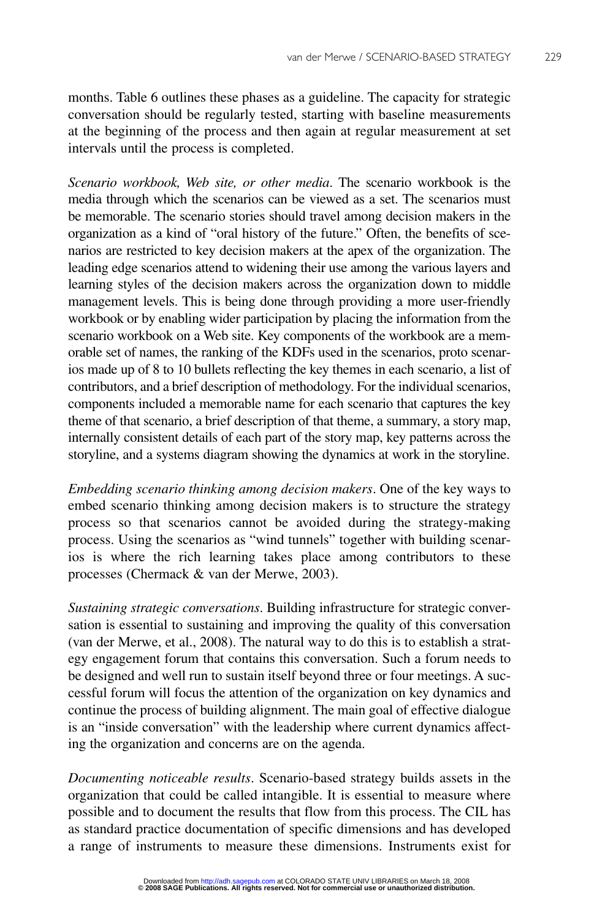months. Table 6 outlines these phases as a guideline. The capacity for strategic conversation should be regularly tested, starting with baseline measurements at the beginning of the process and then again at regular measurement at set intervals until the process is completed.

*Scenario workbook, Web site, or other media*. The scenario workbook is the media through which the scenarios can be viewed as a set. The scenarios must be memorable. The scenario stories should travel among decision makers in the organization as a kind of "oral history of the future." Often, the benefits of scenarios are restricted to key decision makers at the apex of the organization. The leading edge scenarios attend to widening their use among the various layers and learning styles of the decision makers across the organization down to middle management levels. This is being done through providing a more user-friendly workbook or by enabling wider participation by placing the information from the scenario workbook on a Web site. Key components of the workbook are a memorable set of names, the ranking of the KDFs used in the scenarios, proto scenarios made up of 8 to 10 bullets reflecting the key themes in each scenario, a list of contributors, and a brief description of methodology. For the individual scenarios, components included a memorable name for each scenario that captures the key theme of that scenario, a brief description of that theme, a summary, a story map, internally consistent details of each part of the story map, key patterns across the storyline, and a systems diagram showing the dynamics at work in the storyline.

*Embedding scenario thinking among decision makers*. One of the key ways to embed scenario thinking among decision makers is to structure the strategy process so that scenarios cannot be avoided during the strategy-making process. Using the scenarios as "wind tunnels" together with building scenarios is where the rich learning takes place among contributors to these processes (Chermack & van der Merwe, 2003).

*Sustaining strategic conversations*. Building infrastructure for strategic conversation is essential to sustaining and improving the quality of this conversation (van der Merwe, et al., 2008). The natural way to do this is to establish a strategy engagement forum that contains this conversation. Such a forum needs to be designed and well run to sustain itself beyond three or four meetings. A successful forum will focus the attention of the organization on key dynamics and continue the process of building alignment. The main goal of effective dialogue is an "inside conversation" with the leadership where current dynamics affecting the organization and concerns are on the agenda.

*Documenting noticeable results*. Scenario-based strategy builds assets in the organization that could be called intangible. It is essential to measure where possible and to document the results that flow from this process. The CIL has as standard practice documentation of specific dimensions and has developed a range of instruments to measure these dimensions. Instruments exist for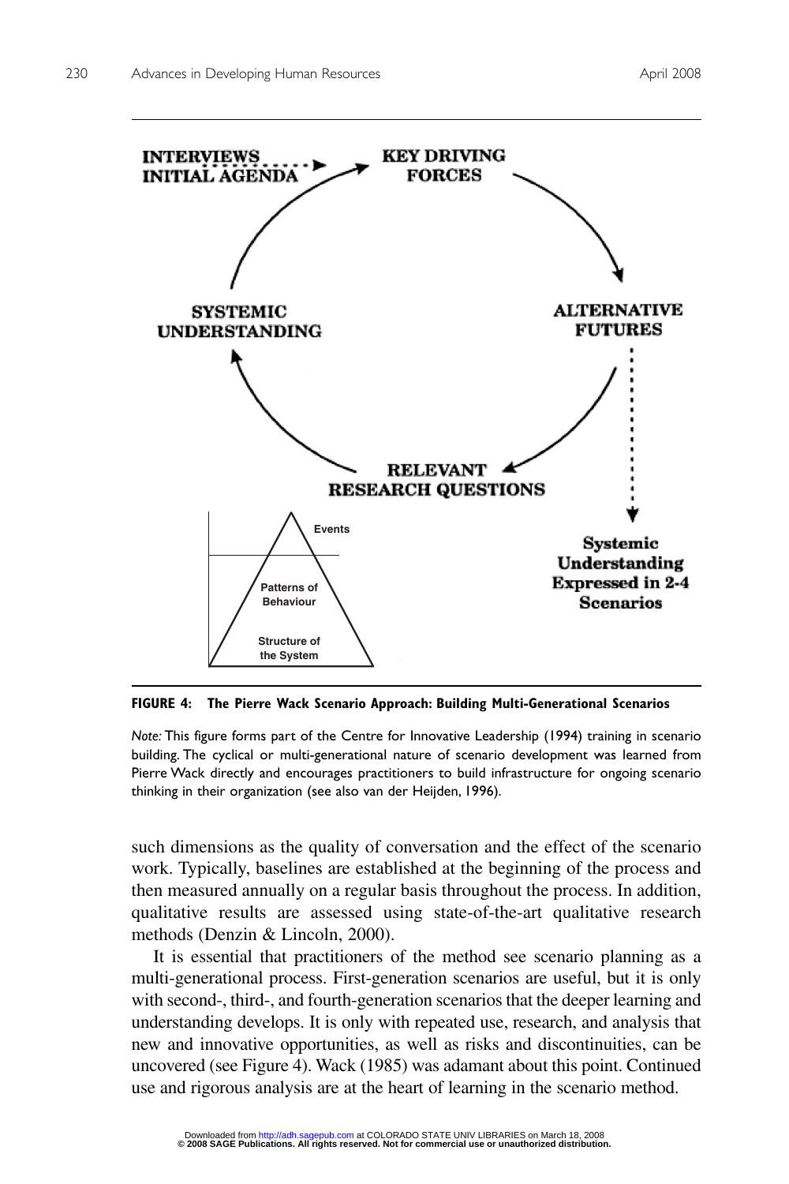**FIGURE 4: The Pierre Wack Scenario Approach: Building Multi-Generational Scenarios**

*Note:* This figure forms part of the Centre for Innovative Leadership (1994) training in scenario building. The cyclical or multi-generational nature of scenario development was learned from Pierre Wack directly and encourages practitioners to build infrastructure for ongoing scenario thinking in their organization (see also van der Heijden, 1996).

such dimensions as the quality of conversation and the effect of the scenario work. Typically, baselines are established at the beginning of the process and then measured annually on a regular basis throughout the process. In addition, qualitative results are assessed using state-of-the-art qualitative research methods (Denzin & Lincoln, 2000).

It is essential that practitioners of the method see scenario planning as a multi-generational process. First-generation scenarios are useful, but it is only with second-, third-, and fourth-generation scenarios that the deeper learning and understanding develops. It is only with repeated use, research, and analysis that new and innovative opportunities, as well as risks and discontinuities, can be uncovered (see Figure 4). Wack (1985) was adamant about this point. Continued use and rigorous analysis are at the heart of learning in the scenario method.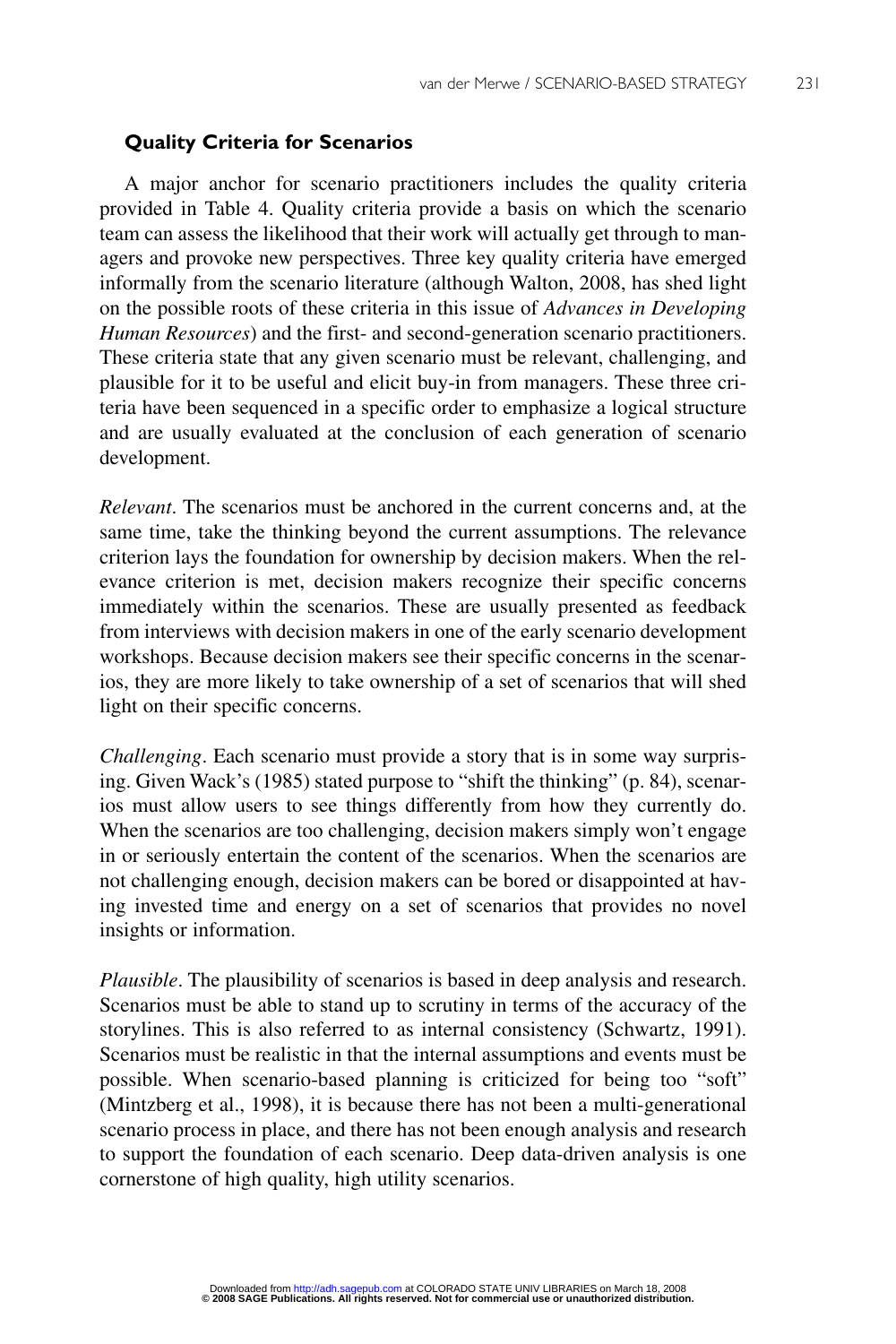### Quality Criteria for Scenarios

A major anchor for scenario practitioners includes the quality criteria provided in Table 4. Quality criteria provide a basis on which the scenario team can assess the likelihood that their work will actually get through to managers and provoke new perspectives. Three key quality criteria have emerged informally from the scenario literature (although Walton, 2008, has shed light on the possible roots of these criteria in this issue of *Advances in Developing Human Resources*) and the first- and second-generation scenario practitioners. These criteria state that any given scenario must be relevant, challenging, and plausible for it to be useful and elicit buy-in from managers. These three criteria have been sequenced in a specific order to emphasize a logical structure and are usually evaluated at the conclusion of each generation of scenario development.

*Relevant*. The scenarios must be anchored in the current concerns and, at the same time, take the thinking beyond the current assumptions. The relevance criterion lays the foundation for ownership by decision makers. When the relevance criterion is met, decision makers recognize their specific concerns immediately within the scenarios. These are usually presented as feedback from interviews with decision makers in one of the early scenario development workshops. Because decision makers see their specific concerns in the scenarios, they are more likely to take ownership of a set of scenarios that will shed light on their specific concerns.

*Challenging*. Each scenario must provide a story that is in some way surprising. Given Wack's (1985) stated purpose to "shift the thinking" (p. 84), scenarios must allow users to see things differently from how they currently do. When the scenarios are too challenging, decision makers simply won't engage in or seriously entertain the content of the scenarios. When the scenarios are not challenging enough, decision makers can be bored or disappointed at having invested time and energy on a set of scenarios that provides no novel insights or information.

*Plausible*. The plausibility of scenarios is based in deep analysis and research. Scenarios must be able to stand up to scrutiny in terms of the accuracy of the storylines. This is also referred to as internal consistency (Schwartz, 1991). Scenarios must be realistic in that the internal assumptions and events must be possible. When scenario-based planning is criticized for being too "soft" (Mintzberg et al., 1998), it is because there has not been a multi-generational scenario process in place, and there has not been enough analysis and research to support the foundation of each scenario. Deep data-driven analysis is one cornerstone of high quality, high utility scenarios.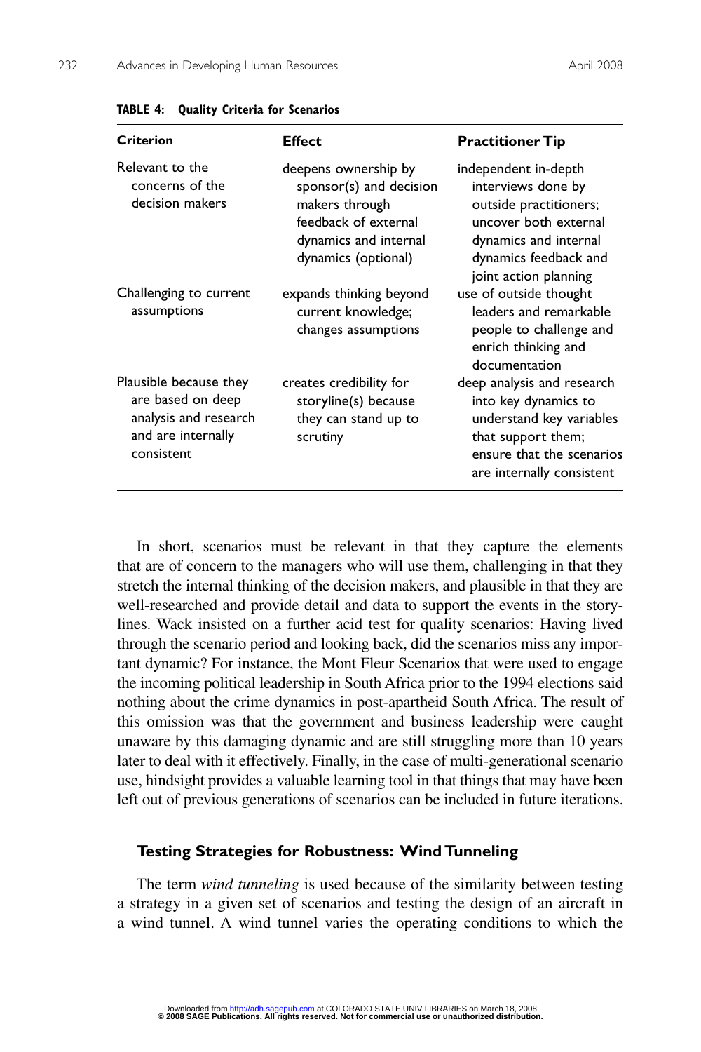**TABLE 4: Quality Criteria for Scenarios**

| Criterion | Effect | Practitioner Tip |
|---|---|---|
| Relevant to the concerns of the decision makers | deepens ownership by sponsor(s) and decision makers through feedback of external dynamics and internal dynamics (optional) | independent in-depth interviews done by outside practitioners; uncover both external dynamics and internal dynamics feedback and joint action planning |
| Challenging to current assumptions | expands thinking beyond current knowledge; changes assumptions | use of outside thought leaders and remarkable people to challenge and enrich thinking and documentation |
| Plausible because they are based on deep analysis and research and are internally consistent | creates credibility for storyline(s) because they can stand up to scrutiny | deep analysis and research into key dynamics to understand key variables that support them; ensure that the scenarios are internally consistent |

In short, scenarios must be relevant in that they capture the elements that are of concern to the managers who will use them, challenging in that they stretch the internal thinking of the decision makers, and plausible in that they are well-researched and provide detail and data to support the events in the storylines. Wack insisted on a further acid test for quality scenarios: Having lived through the scenario period and looking back, did the scenarios miss any important dynamic? For instance, the Mont Fleur Scenarios that were used to engage the incoming political leadership in South Africa prior to the 1994 elections said nothing about the crime dynamics in post-apartheid South Africa. The result of this omission was that the government and business leadership were caught unaware by this damaging dynamic and are still struggling more than 10 years later to deal with it effectively. Finally, in the case of multi-generational scenario use, hindsight provides a valuable learning tool in that things that may have been left out of previous generations of scenarios can be included in future iterations.

## Testing Strategies for Robustness: Wind Tunneling

The term *wind tunneling* is used because of the similarity between testing a strategy in a given set of scenarios and testing the design of an aircraft in a wind tunnel. A wind tunnel varies the operating conditions to which the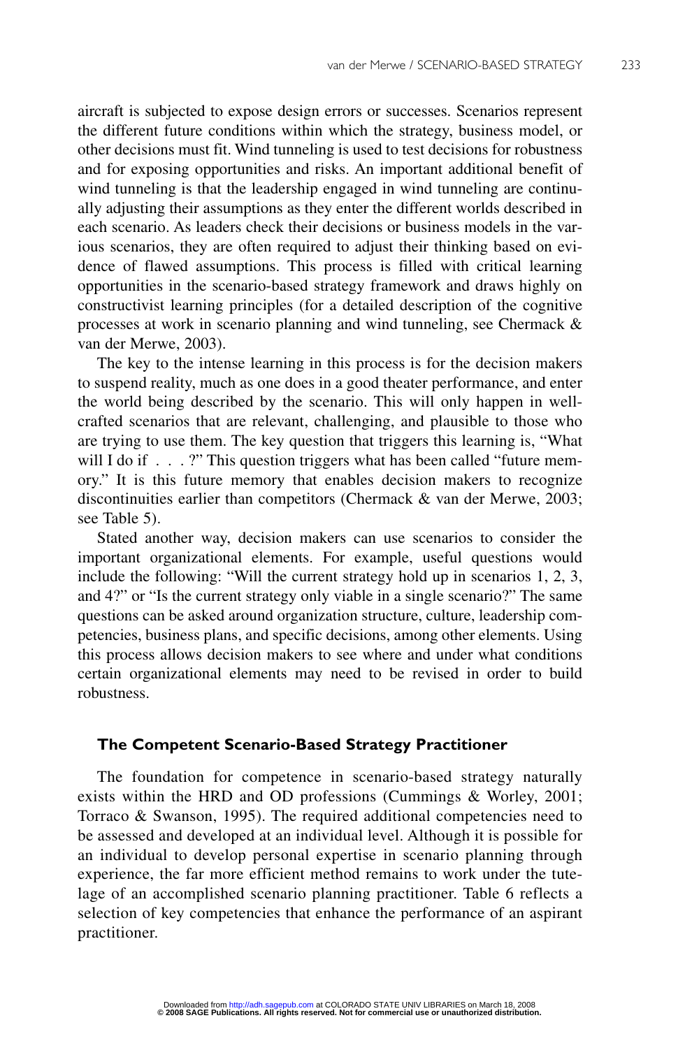aircraft is subjected to expose design errors or successes. Scenarios represent the different future conditions within which the strategy, business model, or other decisions must fit. Wind tunneling is used to test decisions for robustness and for exposing opportunities and risks. An important additional benefit of wind tunneling is that the leadership engaged in wind tunneling are continually adjusting their assumptions as they enter the different worlds described in each scenario. As leaders check their decisions or business models in the various scenarios, they are often required to adjust their thinking based on evidence of flawed assumptions. This process is filled with critical learning opportunities in the scenario-based strategy framework and draws highly on constructivist learning principles (for a detailed description of the cognitive processes at work in scenario planning and wind tunneling, see Chermack & van der Merwe, 2003).

The key to the intense learning in this process is for the decision makers to suspend reality, much as one does in a good theater performance, and enter the world being described by the scenario. This will only happen in well-crafted scenarios that are relevant, challenging, and plausible to those who are trying to use them. The key question that triggers this learning is, "What will I do if . . . ?" This question triggers what has been called "future memory." It is this future memory that enables decision makers to recognize discontinuities earlier than competitors (Chermack & van der Merwe, 2003; see Table 5).

Stated another way, decision makers can use scenarios to consider the important organizational elements. For example, useful questions would include the following: "Will the current strategy hold up in scenarios 1, 2, 3, and 4?" or "Is the current strategy only viable in a single scenario?" The same questions can be asked around organization structure, culture, leadership competencies, business plans, and specific decisions, among other elements. Using this process allows decision makers to see where and under what conditions certain organizational elements may need to be revised in order to build robustness.

### The Competent Scenario-Based Strategy Practitioner

The foundation for competence in scenario-based strategy naturally exists within the HRD and OD professions (Cummings & Worley, 2001; Torraco & Swanson, 1995). The required additional competencies need to be assessed and developed at an individual level. Although it is possible for an individual to develop personal expertise in scenario planning through experience, the far more efficient method remains to work under the tutelage of an accomplished scenario planning practitioner. Table 6 reflects a selection of key competencies that enhance the performance of an aspirant practitioner.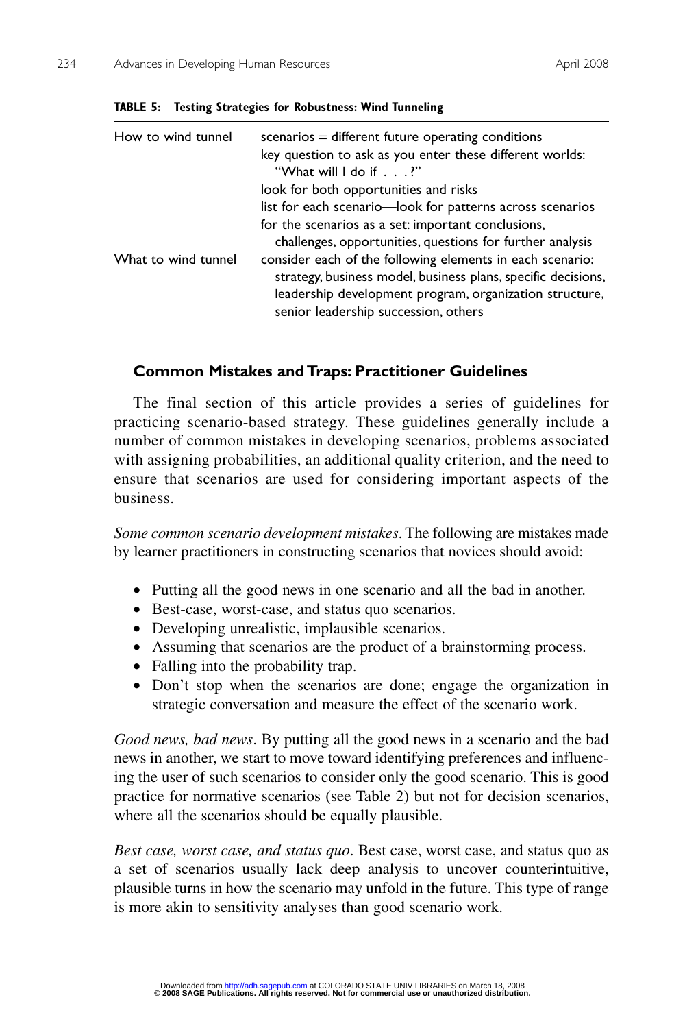**TABLE 5: Testing Strategies for Robustness: Wind Tunneling**

| | |
|---|---|
| How to wind tunnel | scenarios = different future operating conditions<br>key question to ask as you enter these different worlds: "What will I do if . . . ?"<br>look for both opportunities and risks<br>list for each scenario—look for patterns across scenarios<br>for the scenarios as a set: important conclusions, challenges, opportunities, questions for further analysis |
| What to wind tunnel | consider each of the following elements in each scenario: strategy, business model, business plans, specific decisions, leadership development program, organization structure, senior leadership succession, others |

## Common Mistakes and Traps: Practitioner Guidelines

The final section of this article provides a series of guidelines for practicing scenario-based strategy. These guidelines generally include a number of common mistakes in developing scenarios, problems associated with assigning probabilities, an additional quality criterion, and the need to ensure that scenarios are used for considering important aspects of the business.

*Some common scenario development mistakes*. The following are mistakes made by learner practitioners in constructing scenarios that novices should avoid:

- Putting all the good news in one scenario and all the bad in another.
- Best-case, worst-case, and status quo scenarios.
- Developing unrealistic, implausible scenarios.
- Assuming that scenarios are the product of a brainstorming process.
- Falling into the probability trap.
- Don't stop when the scenarios are done; engage the organization in strategic conversation and measure the effect of the scenario work.

*Good news, bad news*. By putting all the good news in a scenario and the bad news in another, we start to move toward identifying preferences and influencing the user of such scenarios to consider only the good scenario. This is good practice for normative scenarios (see Table 2) but not for decision scenarios, where all the scenarios should be equally plausible.

*Best case, worst case, and status quo*. Best case, worst case, and status quo as a set of scenarios usually lack deep analysis to uncover counterintuitive, plausible turns in how the scenario may unfold in the future. This type of range is more akin to sensitivity analyses than good scenario work.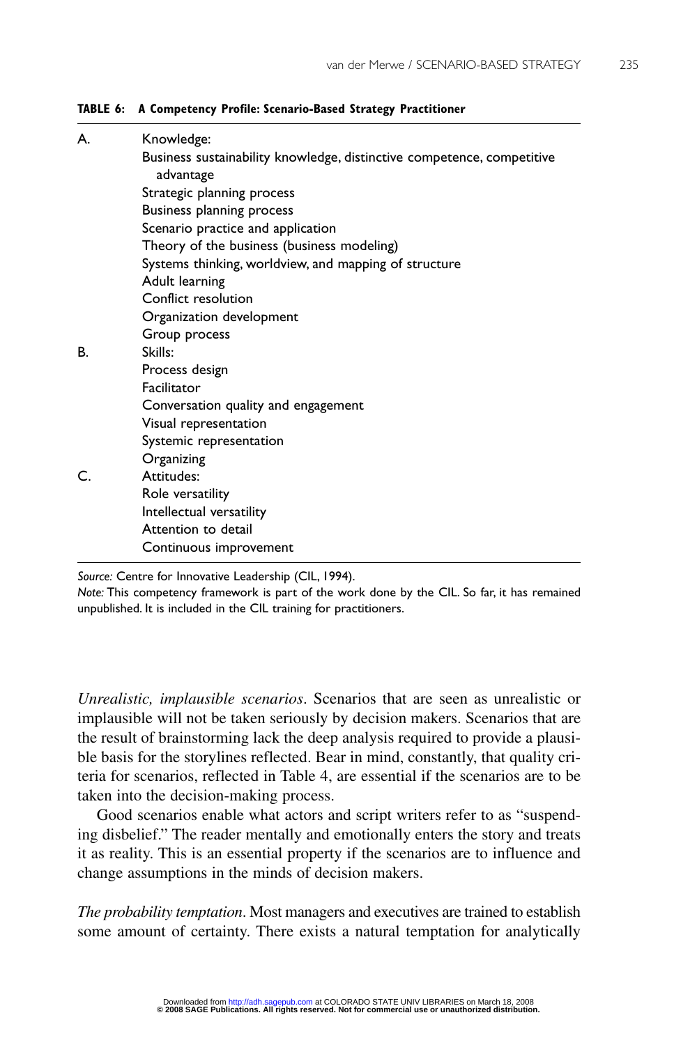**TABLE 6: A Competency Profile: Scenario-Based Strategy Practitioner**

| | |
|---|---|
| A. | Knowledge: |
| | Business sustainability knowledge, distinctive competence, competitive advantage |
| | Strategic planning process |
| | Business planning process |
| | Scenario practice and application |
| | Theory of the business (business modeling) |
| | Systems thinking, worldview, and mapping of structure |
| | Adult learning |
| | Conflict resolution |
| | Organization development |
| | Group process |
| B. | Skills: |
| | Process design |
| | Facilitator |
| | Conversation quality and engagement |
| | Visual representation |
| | Systemic representation |
| | Organizing |
| C. | Attitudes: |
| | Role versatility |
| | Intellectual versatility |
| | Attention to detail |
| | Continuous improvement |

*Source:* Centre for Innovative Leadership (CIL, 1994).

*Note:* This competency framework is part of the work done by the CIL. So far, it has remained unpublished. It is included in the CIL training for practitioners.

*Unrealistic, implausible scenarios*. Scenarios that are seen as unrealistic or implausible will not be taken seriously by decision makers. Scenarios that are the result of brainstorming lack the deep analysis required to provide a plausible basis for the storylines reflected. Bear in mind, constantly, that quality criteria for scenarios, reflected in Table 4, are essential if the scenarios are to be taken into the decision-making process.

Good scenarios enable what actors and script writers refer to as "suspending disbelief." The reader mentally and emotionally enters the story and treats it as reality. This is an essential property if the scenarios are to influence and change assumptions in the minds of decision makers.

*The probability temptation*. Most managers and executives are trained to establish some amount of certainty. There exists a natural temptation for analytically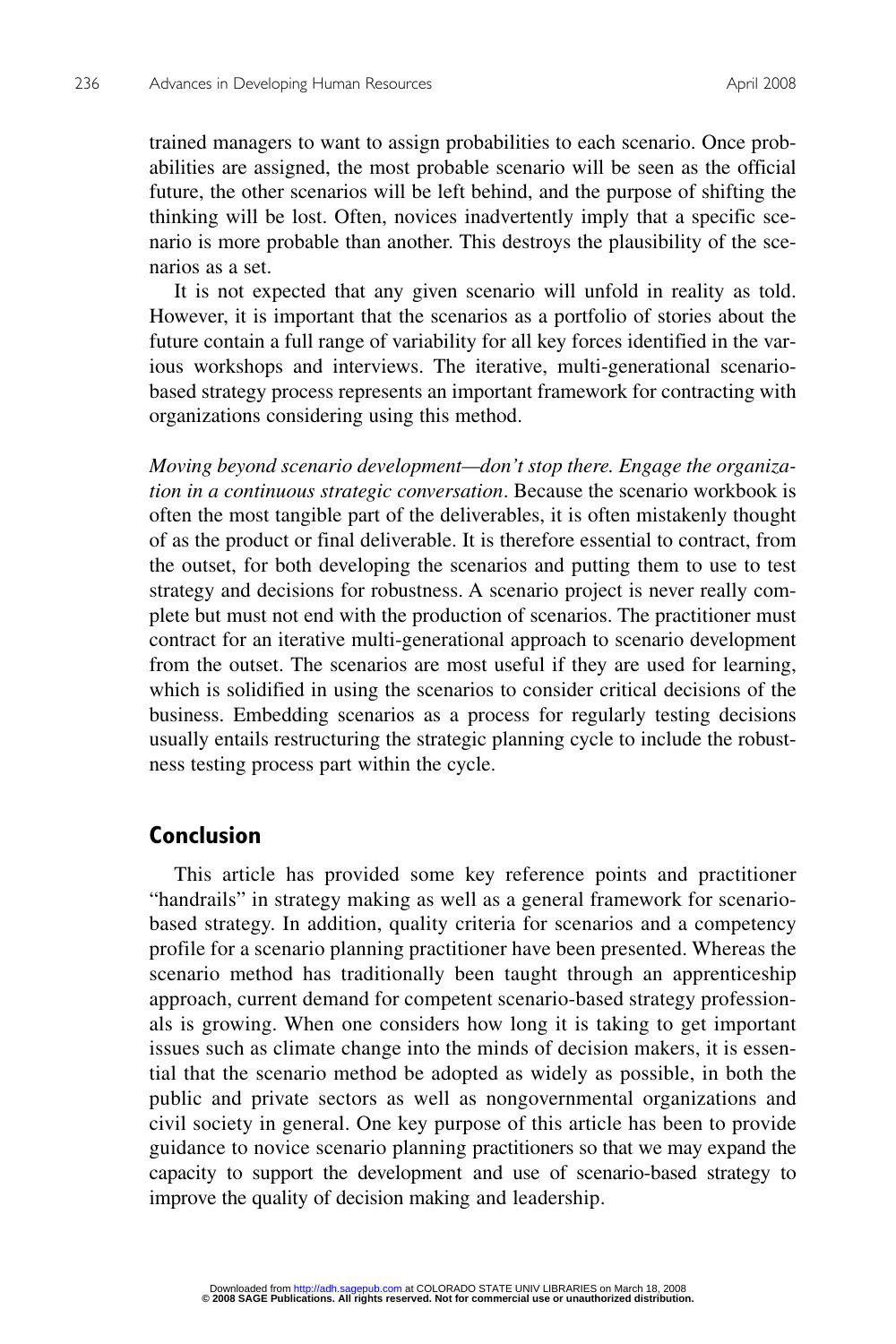trained managers to want to assign probabilities to each scenario. Once probabilities are assigned, the most probable scenario will be seen as the official future, the other scenarios will be left behind, and the purpose of shifting the thinking will be lost. Often, novices inadvertently imply that a specific scenario is more probable than another. This destroys the plausibility of the scenarios as a set.

It is not expected that any given scenario will unfold in reality as told. However, it is important that the scenarios as a portfolio of stories about the future contain a full range of variability for all key forces identified in the various workshops and interviews. The iterative, multi-generational scenario-based strategy process represents an important framework for contracting with organizations considering using this method.

*Moving beyond scenario development—don't stop there. Engage the organization in a continuous strategic conversation*. Because the scenario workbook is often the most tangible part of the deliverables, it is often mistakenly thought of as the product or final deliverable. It is therefore essential to contract, from the outset, for both developing the scenarios and putting them to use to test strategy and decisions for robustness. A scenario project is never really complete but must not end with the production of scenarios. The practitioner must contract for an iterative multi-generational approach to scenario development from the outset. The scenarios are most useful if they are used for learning, which is solidified in using the scenarios to consider critical decisions of the business. Embedding scenarios as a process for regularly testing decisions usually entails restructuring the strategic planning cycle to include the robustness testing process part within the cycle.

## Conclusion

This article has provided some key reference points and practitioner "handrails" in strategy making as well as a general framework for scenario-based strategy. In addition, quality criteria for scenarios and a competency profile for a scenario planning practitioner have been presented. Whereas the scenario method has traditionally been taught through an apprenticeship approach, current demand for competent scenario-based strategy professionals is growing. When one considers how long it is taking to get important issues such as climate change into the minds of decision makers, it is essential that the scenario method be adopted as widely as possible, in both the public and private sectors as well as nongovernmental organizations and civil society in general. One key purpose of this article has been to provide guidance to novice scenario planning practitioners so that we may expand the capacity to support the development and use of scenario-based strategy to improve the quality of decision making and leadership.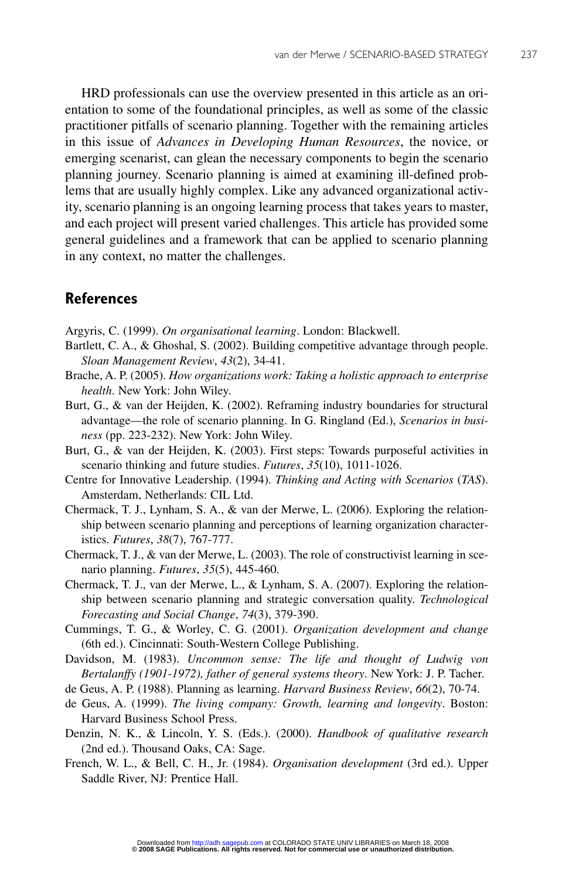HRD professionals can use the overview presented in this article as an orientation to some of the foundational principles, as well as some of the classic practitioner pitfalls of scenario planning. Together with the remaining articles in this issue of *Advances in Developing Human Resources*, the novice, or emerging scenarist, can glean the necessary components to begin the scenario planning journey. Scenario planning is aimed at examining ill-defined problems that are usually highly complex. Like any advanced organizational activity, scenario planning is an ongoing learning process that takes years to master, and each project will present varied challenges. This article has provided some general guidelines and a framework that can be applied to scenario planning in any context, no matter the challenges.

## References

Argyris, C. (1999). *On organisational learning*. London: Blackwell.

Bartlett, C. A., & Ghoshal, S. (2002). Building competitive advantage through people. *Sloan Management Review*, *43*(2), 34-41.

Brache, A. P. (2005). *How organizations work: Taking a holistic approach to enterprise health*. New York: John Wiley.

Burt, G., & van der Heijden, K. (2002). Reframing industry boundaries for structural advantage—the role of scenario planning. In G. Ringland (Ed.), *Scenarios in business* (pp. 223-232). New York: John Wiley.

Burt, G., & van der Heijden, K. (2003). First steps: Towards purposeful activities in scenario thinking and future studies. *Futures*, *35*(10), 1011-1026.

Centre for Innovative Leadership. (1994). *Thinking and Acting with Scenarios* (*TAS*). Amsterdam, Netherlands: CIL Ltd.

Chermack, T. J., Lynham, S. A., & van der Merwe, L. (2006). Exploring the relationship between scenario planning and perceptions of learning organization characteristics. *Futures*, *38*(7), 767-777.

Chermack, T. J., & van der Merwe, L. (2003). The role of constructivist learning in scenario planning. *Futures*, *35*(5), 445-460.

Chermack, T. J., van der Merwe, L., & Lynham, S. A. (2007). Exploring the relationship between scenario planning and strategic conversation quality. *Technological Forecasting and Social Change*, *74*(3), 379-390.

Cummings, T. G., & Worley, C. G. (2001). *Organization development and change* (6th ed.). Cincinnati: South-Western College Publishing.

Davidson, M. (1983). *Uncommon sense: The life and thought of Ludwig von Bertalanffy (1901-1972), father of general systems theory*. New York: J. P. Tacher.

de Geus, A. P. (1988). Planning as learning. *Harvard Business Review*, *66*(2), 70-74.

de Geus, A. (1999). *The living company: Growth, learning and longevity*. Boston: Harvard Business School Press.

Denzin, N. K., & Lincoln, Y. S. (Eds.). (2000). *Handbook of qualitative research* (2nd ed.). Thousand Oaks, CA: Sage.

French, W. L., & Bell, C. H., Jr. (1984). *Organisation development* (3rd ed.). Upper Saddle River, NJ: Prentice Hall.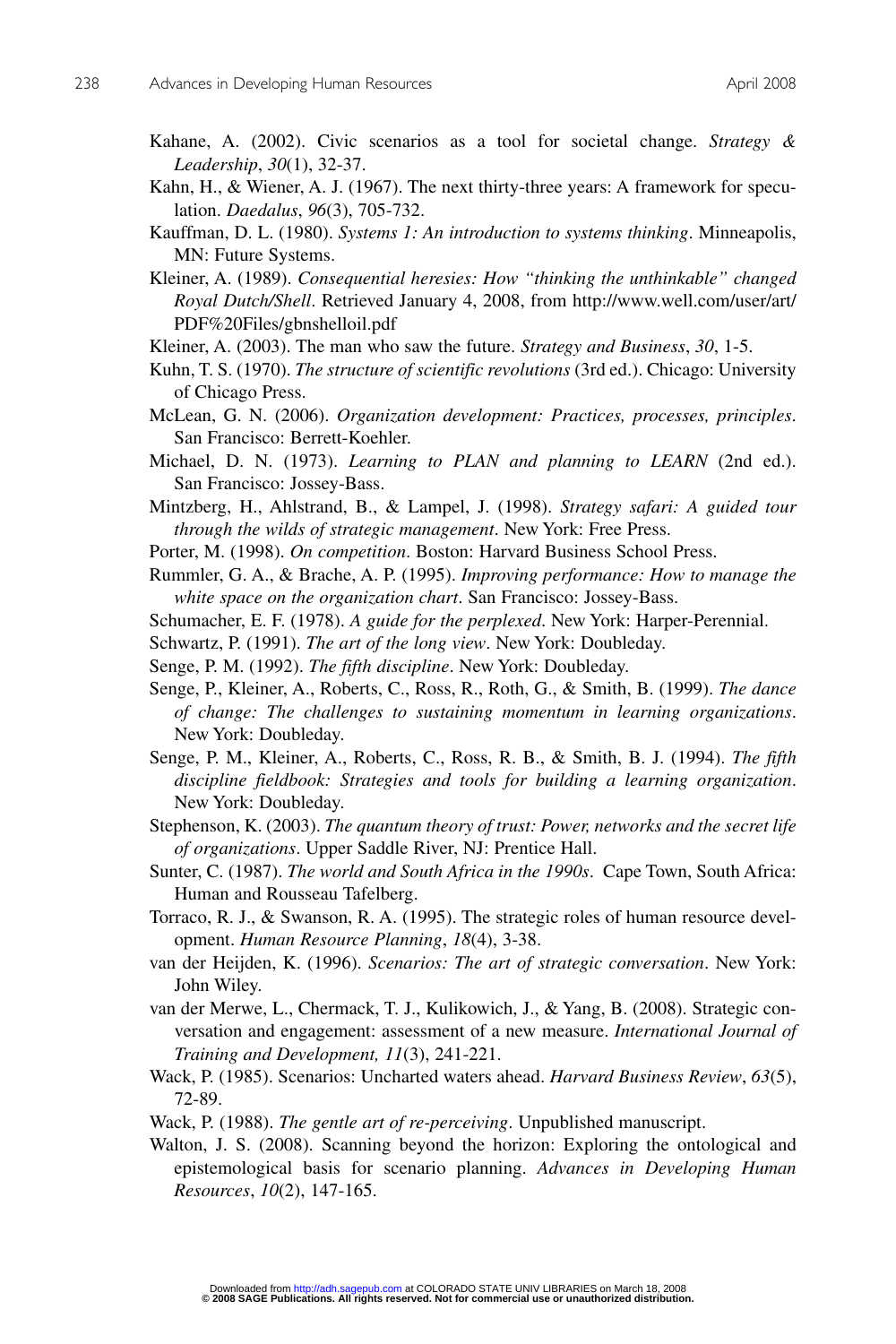Kahane, A. (2002). Civic scenarios as a tool for societal change. *Strategy & Leadership*, *30*(1), 32-37.

Kahn, H., & Wiener, A. J. (1967). The next thirty-three years: A framework for speculation. *Daedalus*, *96*(3), 705-732.

Kauffman, D. L. (1980). *Systems 1: An introduction to systems thinking*. Minneapolis, MN: Future Systems.

Kleiner, A. (1989). *Consequential heresies: How "thinking the unthinkable" changed Royal Dutch/Shell*. Retrieved January 4, 2008, from http://www.well.com/user/art/PDF%20Files/gbnshelloil.pdf

Kleiner, A. (2003). The man who saw the future. *Strategy and Business*, *30*, 1-5.

Kuhn, T. S. (1970). *The structure of scientific revolutions* (3rd ed.). Chicago: University of Chicago Press.

McLean, G. N. (2006). *Organization development: Practices, processes, principles*. San Francisco: Berrett-Koehler.

Michael, D. N. (1973). *Learning to PLAN and planning to LEARN* (2nd ed.). San Francisco: Jossey-Bass.

Mintzberg, H., Ahlstrand, B., & Lampel, J. (1998). *Strategy safari: A guided tour through the wilds of strategic management*. New York: Free Press.

Porter, M. (1998). *On competition*. Boston: Harvard Business School Press.

Rummler, G. A., & Brache, A. P. (1995). *Improving performance: How to manage the white space on the organization chart*. San Francisco: Jossey-Bass.

Schumacher, E. F. (1978). *A guide for the perplexed*. New York: Harper-Perennial.

Schwartz, P. (1991). *The art of the long view*. New York: Doubleday.

Senge, P. M. (1992). *The fifth discipline*. New York: Doubleday.

Senge, P., Kleiner, A., Roberts, C., Ross, R., Roth, G., & Smith, B. (1999). *The dance of change: The challenges to sustaining momentum in learning organizations*. New York: Doubleday.

Senge, P. M., Kleiner, A., Roberts, C., Ross, R. B., & Smith, B. J. (1994). *The fifth discipline fieldbook: Strategies and tools for building a learning organization*. New York: Doubleday.

Stephenson, K. (2003). *The quantum theory of trust: Power, networks and the secret life of organizations*. Upper Saddle River, NJ: Prentice Hall.

Sunter, C. (1987). *The world and South Africa in the 1990s*. Cape Town, South Africa: Human and Rousseau Tafelberg.

Torraco, R. J., & Swanson, R. A. (1995). The strategic roles of human resource development. *Human Resource Planning*, *18*(4), 3-38.

van der Heijden, K. (1996). *Scenarios: The art of strategic conversation*. New York: John Wiley.

van der Merwe, L., Chermack, T. J., Kulikowich, J., & Yang, B. (2008). Strategic conversation and engagement: assessment of a new measure. *International Journal of Training and Development, 11*(3), 241-221.

Wack, P. (1985). Scenarios: Uncharted waters ahead. *Harvard Business Review*, *63*(5), 72-89.

Wack, P. (1988). *The gentle art of re-perceiving*. Unpublished manuscript.

Walton, J. S. (2008). Scanning beyond the horizon: Exploring the ontological and epistemological basis for scenario planning. *Advances in Developing Human Resources*, *10*(2), 147-165.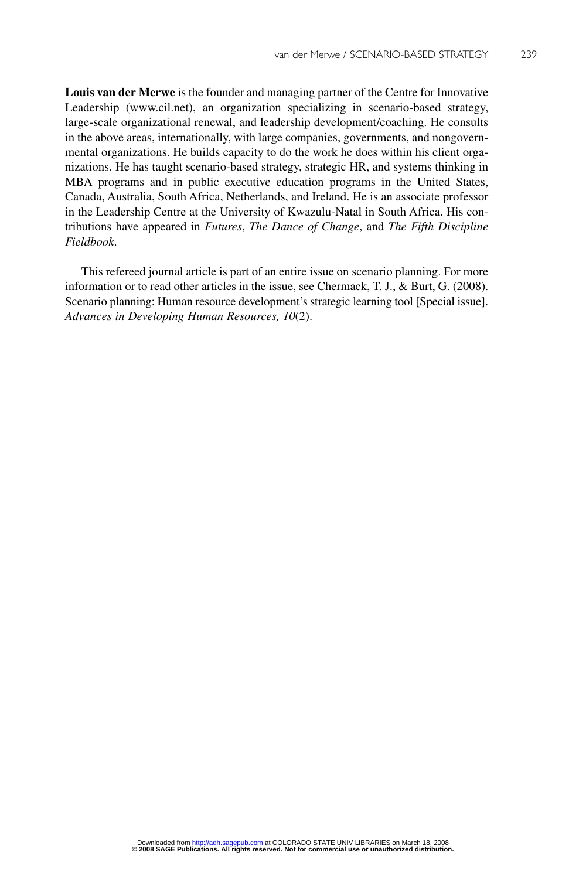**Louis van der Merwe** is the founder and managing partner of the Centre for Innovative Leadership (www.cil.net), an organization specializing in scenario-based strategy, large-scale organizational renewal, and leadership development/coaching. He consults in the above areas, internationally, with large companies, governments, and nongovernmental organizations. He builds capacity to do the work he does within his client organizations. He has taught scenario-based strategy, strategic HR, and systems thinking in MBA programs and in public executive education programs in the United States, Canada, Australia, South Africa, Netherlands, and Ireland. He is an associate professor in the Leadership Centre at the University of Kwazulu-Natal in South Africa. His contributions have appeared in *Futures*, *The Dance of Change*, and *The Fifth Discipline Fieldbook*.

This refereed journal article is part of an entire issue on scenario planning. For more information or to read other articles in the issue, see Chermack, T. J., & Burt, G. (2008). Scenario planning: Human resource development's strategic learning tool [Special issue]. *Advances in Developing Human Resources, 10*(2).